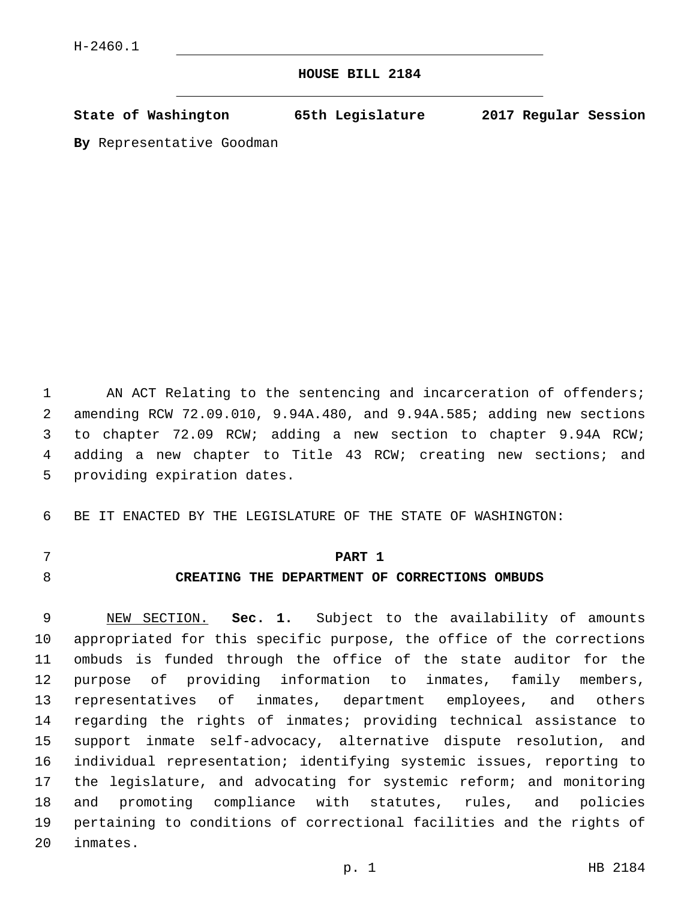H-2460.1

# HOUSE BILL 2184

**State of Washington 65th Legislature 2017 Regular Session**

**By** Representative Goodman

AN ACT Relating to the sentencing and incarceration of offenders; amending RCW 72.09.010, 9.94A.480, and 9.94A.585; adding new sections to chapter 72.09 RCW; adding a new section to chapter 9.94A RCW; adding a new chapter to Title 43 RCW; creating new sections; and providing expiration dates.

BE IT ENACTED BY THE LEGISLATURE OF THE STATE OF WASHINGTON:

## PART 1
## CREATING THE DEPARTMENT OF CORRECTIONS OMBUDS

NEW SECTION. **Sec. 1.** Subject to the availability of amounts appropriated for this specific purpose, the office of the corrections ombuds is funded through the office of the state auditor for the purpose of providing information to inmates, family members, representatives of inmates, department employees, and others regarding the rights of inmates; providing technical assistance to support inmate self-advocacy, alternative dispute resolution, and individual representation; identifying systemic issues, reporting to the legislature, and advocating for systemic reform; and monitoring and promoting compliance with statutes, rules, and policies pertaining to conditions of correctional facilities and the rights of inmates.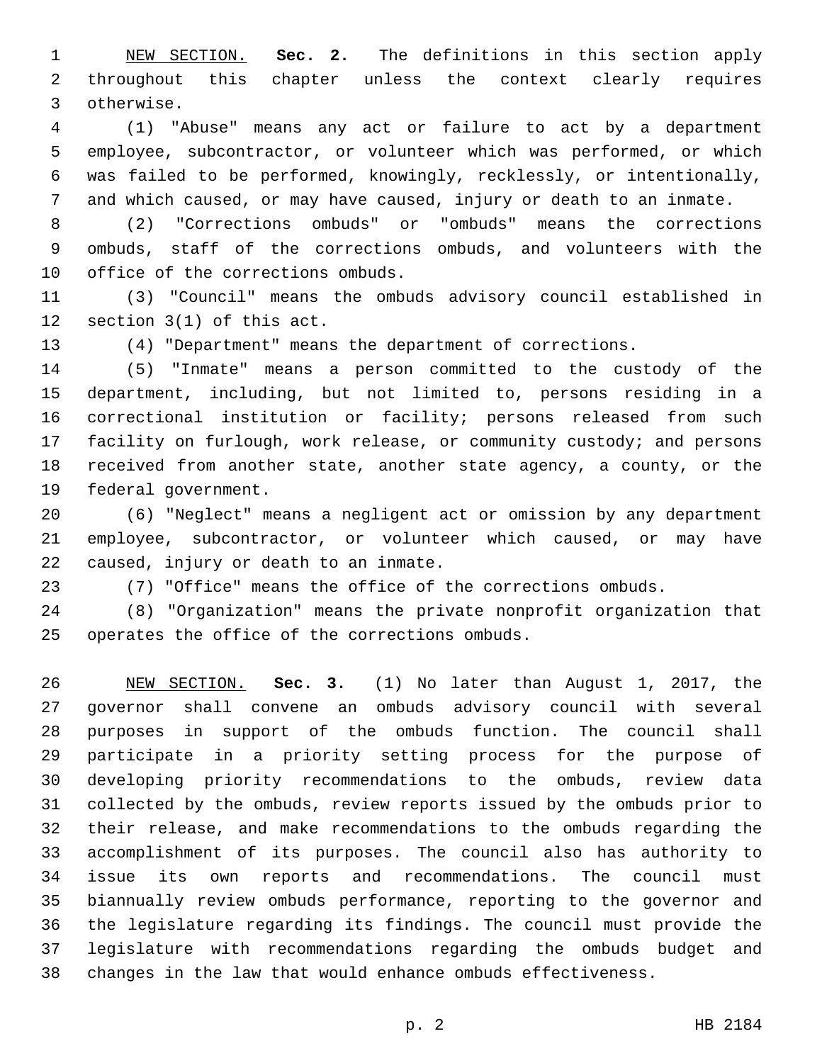NEW SECTION. **Sec. 2.** The definitions in this section apply throughout this chapter unless the context clearly requires otherwise.

(1) "Abuse" means any act or failure to act by a department employee, subcontractor, or volunteer which was performed, or which was failed to be performed, knowingly, recklessly, or intentionally, and which caused, or may have caused, injury or death to an inmate.

(2) "Corrections ombuds" or "ombuds" means the corrections ombuds, staff of the corrections ombuds, and volunteers with the office of the corrections ombuds.

(3) "Council" means the ombuds advisory council established in section 3(1) of this act.

(4) "Department" means the department of corrections.

(5) "Inmate" means a person committed to the custody of the department, including, but not limited to, persons residing in a correctional institution or facility; persons released from such facility on furlough, work release, or community custody; and persons received from another state, another state agency, a county, or the federal government.

(6) "Neglect" means a negligent act or omission by any department employee, subcontractor, or volunteer which caused, or may have caused, injury or death to an inmate.

(7) "Office" means the office of the corrections ombuds.

(8) "Organization" means the private nonprofit organization that operates the office of the corrections ombuds.

NEW SECTION. **Sec. 3.** (1) No later than August 1, 2017, the governor shall convene an ombuds advisory council with several purposes in support of the ombuds function. The council shall participate in a priority setting process for the purpose of developing priority recommendations to the ombuds, review data collected by the ombuds, review reports issued by the ombuds prior to their release, and make recommendations to the ombuds regarding the accomplishment of its purposes. The council also has authority to issue its own reports and recommendations. The council must biannually review ombuds performance, reporting to the governor and the legislature regarding its findings. The council must provide the legislature with recommendations regarding the ombuds budget and changes in the law that would enhance ombuds effectiveness.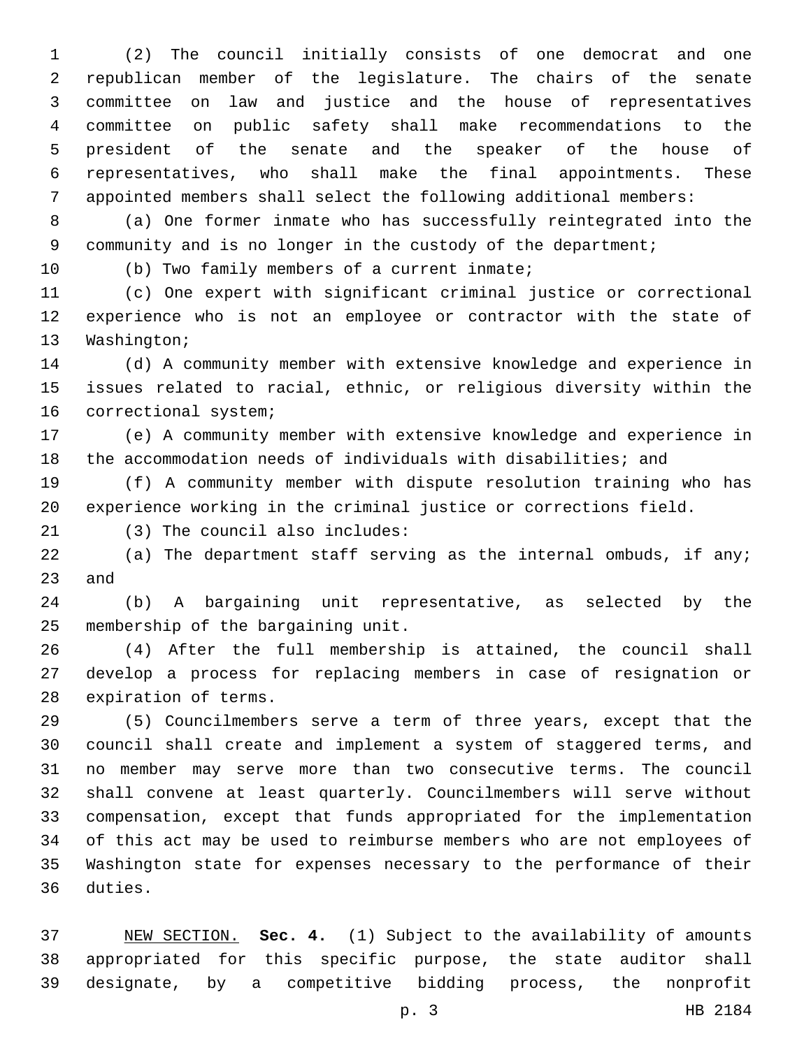(2) The council initially consists of one democrat and one republican member of the legislature. The chairs of the senate committee on law and justice and the house of representatives committee on public safety shall make recommendations to the president of the senate and the speaker of the house of representatives, who shall make the final appointments. These appointed members shall select the following additional members:

(a) One former inmate who has successfully reintegrated into the community and is no longer in the custody of the department;

(b) Two family members of a current inmate;

(c) One expert with significant criminal justice or correctional experience who is not an employee or contractor with the state of Washington;

(d) A community member with extensive knowledge and experience in issues related to racial, ethnic, or religious diversity within the correctional system;

(e) A community member with extensive knowledge and experience in the accommodation needs of individuals with disabilities; and

(f) A community member with dispute resolution training who has experience working in the criminal justice or corrections field.

(3) The council also includes:

(a) The department staff serving as the internal ombuds, if any; and

(b) A bargaining unit representative, as selected by the membership of the bargaining unit.

(4) After the full membership is attained, the council shall develop a process for replacing members in case of resignation or expiration of terms.

(5) Councilmembers serve a term of three years, except that the council shall create and implement a system of staggered terms, and no member may serve more than two consecutive terms. The council shall convene at least quarterly. Councilmembers will serve without compensation, except that funds appropriated for the implementation of this act may be used to reimburse members who are not employees of Washington state for expenses necessary to the performance of their duties.

NEW SECTION. **Sec. 4.** (1) Subject to the availability of amounts appropriated for this specific purpose, the state auditor shall designate, by a competitive bidding process, the nonprofit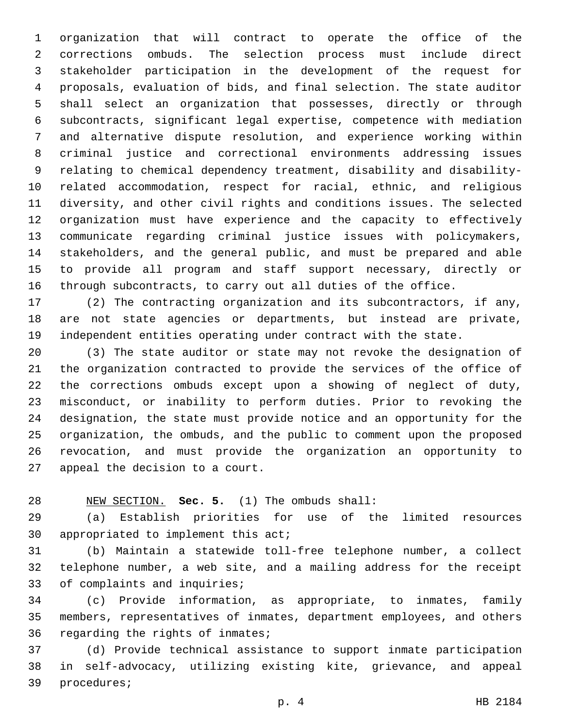organization that will contract to operate the office of the corrections ombuds. The selection process must include direct stakeholder participation in the development of the request for proposals, evaluation of bids, and final selection. The state auditor shall select an organization that possesses, directly or through subcontracts, significant legal expertise, competence with mediation and alternative dispute resolution, and experience working within criminal justice and correctional environments addressing issues relating to chemical dependency treatment, disability and disability-related accommodation, respect for racial, ethnic, and religious diversity, and other civil rights and conditions issues. The selected organization must have experience and the capacity to effectively communicate regarding criminal justice issues with policymakers, stakeholders, and the general public, and must be prepared and able to provide all program and staff support necessary, directly or through subcontracts, to carry out all duties of the office.

(2) The contracting organization and its subcontractors, if any, are not state agencies or departments, but instead are private, independent entities operating under contract with the state.

(3) The state auditor or state may not revoke the designation of the organization contracted to provide the services of the office of the corrections ombuds except upon a showing of neglect of duty, misconduct, or inability to perform duties. Prior to revoking the designation, the state must provide notice and an opportunity for the organization, the ombuds, and the public to comment upon the proposed revocation, and must provide the organization an opportunity to appeal the decision to a court.

NEW SECTION. **Sec. 5.** (1) The ombuds shall:

(a) Establish priorities for use of the limited resources appropriated to implement this act;

(b) Maintain a statewide toll-free telephone number, a collect telephone number, a web site, and a mailing address for the receipt of complaints and inquiries;

(c) Provide information, as appropriate, to inmates, family members, representatives of inmates, department employees, and others regarding the rights of inmates;

(d) Provide technical assistance to support inmate participation in self-advocacy, utilizing existing kite, grievance, and appeal procedures;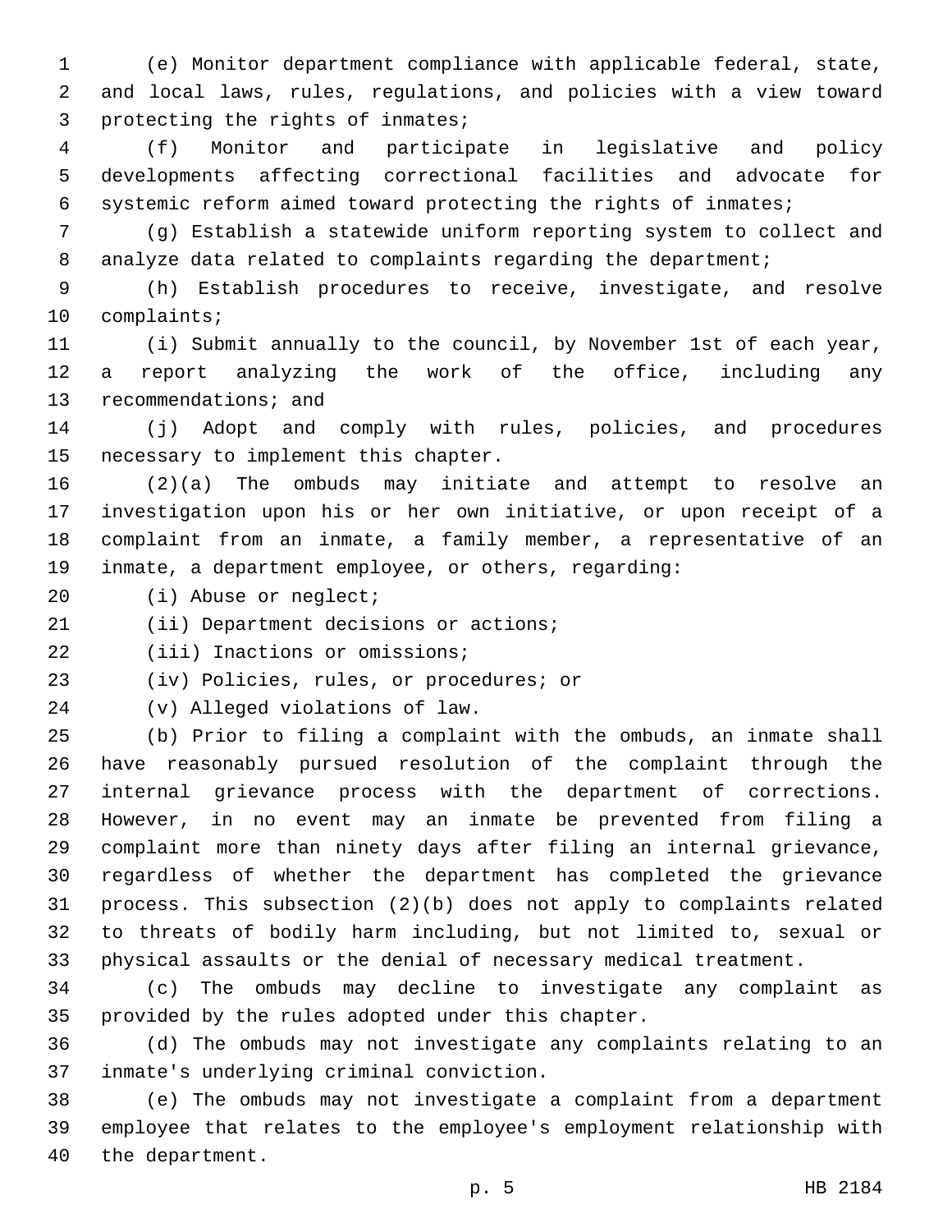(e) Monitor department compliance with applicable federal, state, and local laws, rules, regulations, and policies with a view toward protecting the rights of inmates;

(f) Monitor and participate in legislative and policy developments affecting correctional facilities and advocate for systemic reform aimed toward protecting the rights of inmates;

(g) Establish a statewide uniform reporting system to collect and analyze data related to complaints regarding the department;

(h) Establish procedures to receive, investigate, and resolve complaints;

(i) Submit annually to the council, by November 1st of each year, a report analyzing the work of the office, including any recommendations; and

(j) Adopt and comply with rules, policies, and procedures necessary to implement this chapter.

(2)(a) The ombuds may initiate and attempt to resolve an investigation upon his or her own initiative, or upon receipt of a complaint from an inmate, a family member, a representative of an inmate, a department employee, or others, regarding:

(i) Abuse or neglect;

(ii) Department decisions or actions;

(iii) Inactions or omissions;

(iv) Policies, rules, or procedures; or

(v) Alleged violations of law.

(b) Prior to filing a complaint with the ombuds, an inmate shall have reasonably pursued resolution of the complaint through the internal grievance process with the department of corrections. However, in no event may an inmate be prevented from filing a complaint more than ninety days after filing an internal grievance, regardless of whether the department has completed the grievance process. This subsection (2)(b) does not apply to complaints related to threats of bodily harm including, but not limited to, sexual or physical assaults or the denial of necessary medical treatment.

(c) The ombuds may decline to investigate any complaint as provided by the rules adopted under this chapter.

(d) The ombuds may not investigate any complaints relating to an inmate's underlying criminal conviction.

(e) The ombuds may not investigate a complaint from a department employee that relates to the employee's employment relationship with the department.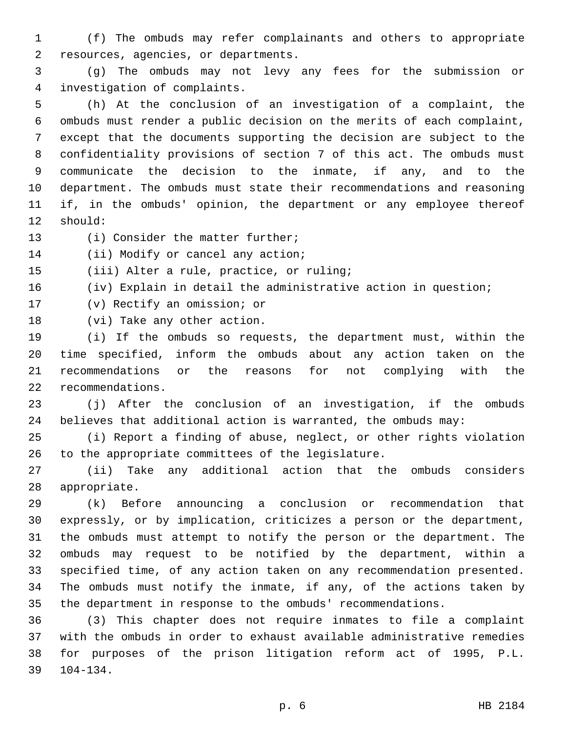(f) The ombuds may refer complainants and others to appropriate resources, agencies, or departments.

(g) The ombuds may not levy any fees for the submission or investigation of complaints.

(h) At the conclusion of an investigation of a complaint, the ombuds must render a public decision on the merits of each complaint, except that the documents supporting the decision are subject to the confidentiality provisions of section 7 of this act. The ombuds must communicate the decision to the inmate, if any, and to the department. The ombuds must state their recommendations and reasoning if, in the ombuds' opinion, the department or any employee thereof should:

(i) Consider the matter further;

(ii) Modify or cancel any action;

(iii) Alter a rule, practice, or ruling;

(iv) Explain in detail the administrative action in question;

(v) Rectify an omission; or

(vi) Take any other action.

(i) If the ombuds so requests, the department must, within the time specified, inform the ombuds about any action taken on the recommendations or the reasons for not complying with the recommendations.

(j) After the conclusion of an investigation, if the ombuds believes that additional action is warranted, the ombuds may:

(i) Report a finding of abuse, neglect, or other rights violation to the appropriate committees of the legislature.

(ii) Take any additional action that the ombuds considers appropriate.

(k) Before announcing a conclusion or recommendation that expressly, or by implication, criticizes a person or the department, the ombuds must attempt to notify the person or the department. The ombuds may request to be notified by the department, within a specified time, of any action taken on any recommendation presented. The ombuds must notify the inmate, if any, of the actions taken by the department in response to the ombuds' recommendations.

(3) This chapter does not require inmates to file a complaint with the ombuds in order to exhaust available administrative remedies for purposes of the prison litigation reform act of 1995, P.L. 104-134.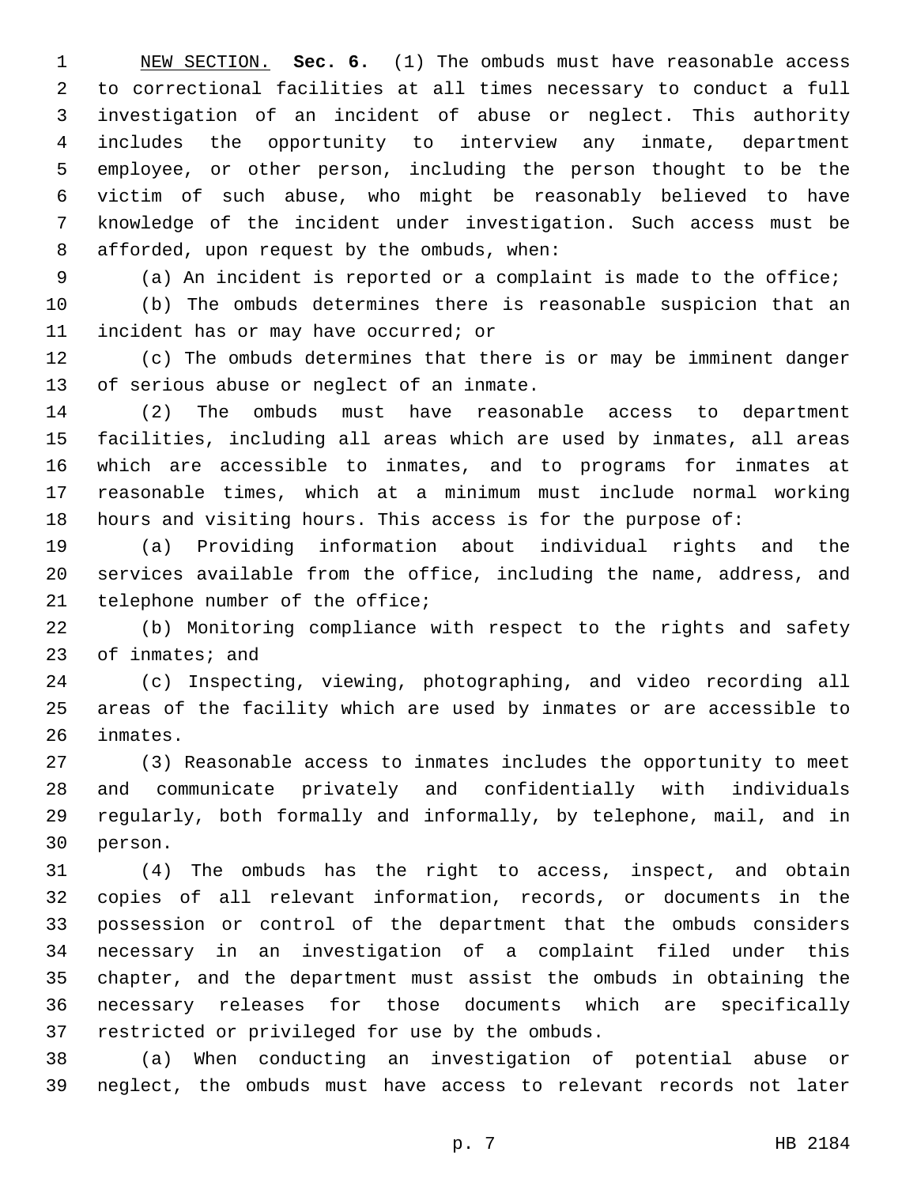NEW SECTION. **Sec. 6.** (1) The ombuds must have reasonable access to correctional facilities at all times necessary to conduct a full investigation of an incident of abuse or neglect. This authority includes the opportunity to interview any inmate, department employee, or other person, including the person thought to be the victim of such abuse, who might be reasonably believed to have knowledge of the incident under investigation. Such access must be afforded, upon request by the ombuds, when:

(a) An incident is reported or a complaint is made to the office;

(b) The ombuds determines there is reasonable suspicion that an incident has or may have occurred; or

(c) The ombuds determines that there is or may be imminent danger of serious abuse or neglect of an inmate.

(2) The ombuds must have reasonable access to department facilities, including all areas which are used by inmates, all areas which are accessible to inmates, and to programs for inmates at reasonable times, which at a minimum must include normal working hours and visiting hours. This access is for the purpose of:

(a) Providing information about individual rights and the services available from the office, including the name, address, and telephone number of the office;

(b) Monitoring compliance with respect to the rights and safety of inmates; and

(c) Inspecting, viewing, photographing, and video recording all areas of the facility which are used by inmates or are accessible to inmates.

(3) Reasonable access to inmates includes the opportunity to meet and communicate privately and confidentially with individuals regularly, both formally and informally, by telephone, mail, and in person.

(4) The ombuds has the right to access, inspect, and obtain copies of all relevant information, records, or documents in the possession or control of the department that the ombuds considers necessary in an investigation of a complaint filed under this chapter, and the department must assist the ombuds in obtaining the necessary releases for those documents which are specifically restricted or privileged for use by the ombuds.

(a) When conducting an investigation of potential abuse or neglect, the ombuds must have access to relevant records not later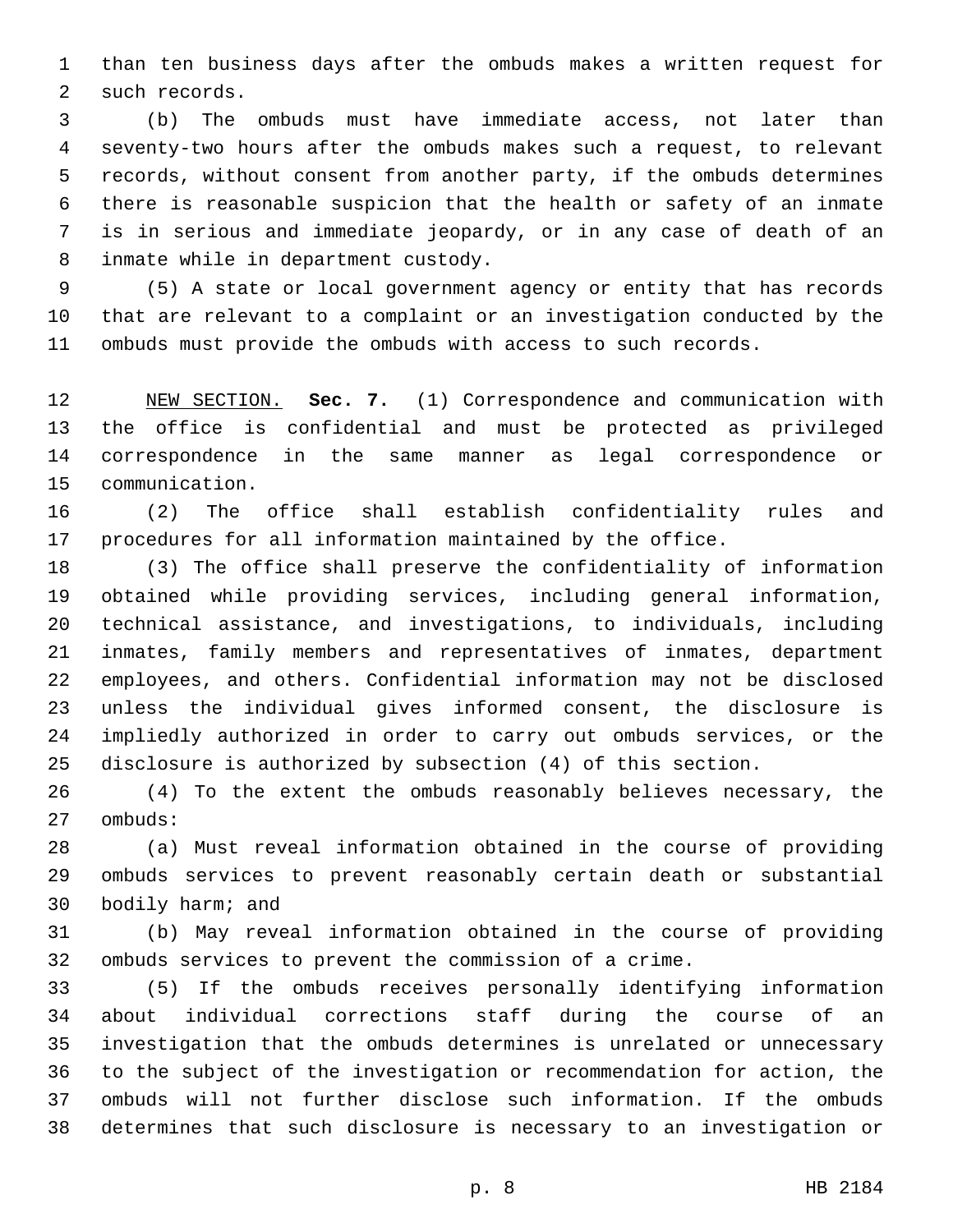than ten business days after the ombuds makes a written request for such records.

(b) The ombuds must have immediate access, not later than seventy-two hours after the ombuds makes such a request, to relevant records, without consent from another party, if the ombuds determines there is reasonable suspicion that the health or safety of an inmate is in serious and immediate jeopardy, or in any case of death of an inmate while in department custody.

(5) A state or local government agency or entity that has records that are relevant to a complaint or an investigation conducted by the ombuds must provide the ombuds with access to such records.

NEW SECTION. **Sec. 7.** (1) Correspondence and communication with the office is confidential and must be protected as privileged correspondence in the same manner as legal correspondence or communication.

(2) The office shall establish confidentiality rules and procedures for all information maintained by the office.

(3) The office shall preserve the confidentiality of information obtained while providing services, including general information, technical assistance, and investigations, to individuals, including inmates, family members and representatives of inmates, department employees, and others. Confidential information may not be disclosed unless the individual gives informed consent, the disclosure is impliedly authorized in order to carry out ombuds services, or the disclosure is authorized by subsection (4) of this section.

(4) To the extent the ombuds reasonably believes necessary, the ombuds:

(a) Must reveal information obtained in the course of providing ombuds services to prevent reasonably certain death or substantial bodily harm; and

(b) May reveal information obtained in the course of providing ombuds services to prevent the commission of a crime.

(5) If the ombuds receives personally identifying information about individual corrections staff during the course of an investigation that the ombuds determines is unrelated or unnecessary to the subject of the investigation or recommendation for action, the ombuds will not further disclose such information. If the ombuds determines that such disclosure is necessary to an investigation or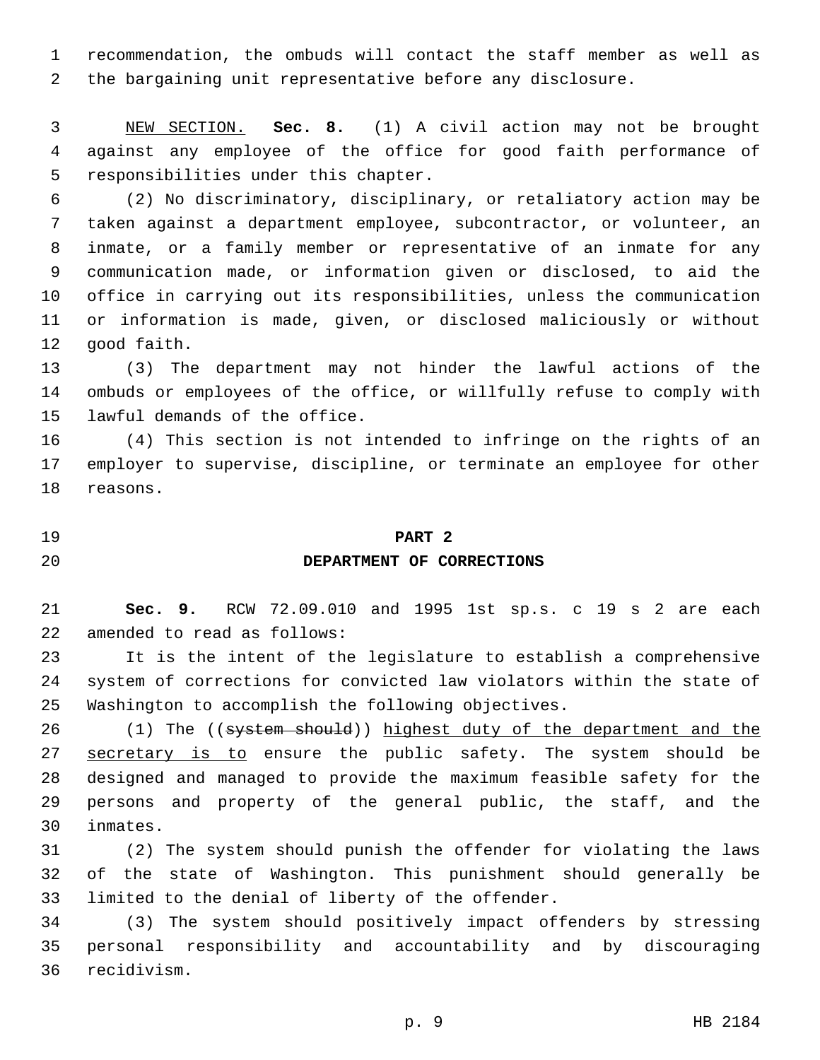recommendation, the ombuds will contact the staff member as well as the bargaining unit representative before any disclosure.

NEW SECTION. **Sec. 8.** (1) A civil action may not be brought against any employee of the office for good faith performance of responsibilities under this chapter.

(2) No discriminatory, disciplinary, or retaliatory action may be taken against a department employee, subcontractor, or volunteer, an inmate, or a family member or representative of an inmate for any communication made, or information given or disclosed, to aid the office in carrying out its responsibilities, unless the communication or information is made, given, or disclosed maliciously or without good faith.

(3) The department may not hinder the lawful actions of the ombuds or employees of the office, or willfully refuse to comply with lawful demands of the office.

(4) This section is not intended to infringe on the rights of an employer to supervise, discipline, or terminate an employee for other reasons.

## PART 2
## DEPARTMENT OF CORRECTIONS

**Sec. 9.** RCW 72.09.010 and 1995 1st sp.s. c 19 s 2 are each amended to read as follows:

It is the intent of the legislature to establish a comprehensive system of corrections for convicted law violators within the state of Washington to accomplish the following objectives.

(1) The ((~~system should~~)) highest duty of the department and the secretary is to ensure the public safety. The system should be designed and managed to provide the maximum feasible safety for the persons and property of the general public, the staff, and the inmates.

(2) The system should punish the offender for violating the laws of the state of Washington. This punishment should generally be limited to the denial of liberty of the offender.

(3) The system should positively impact offenders by stressing personal responsibility and accountability and by discouraging recidivism.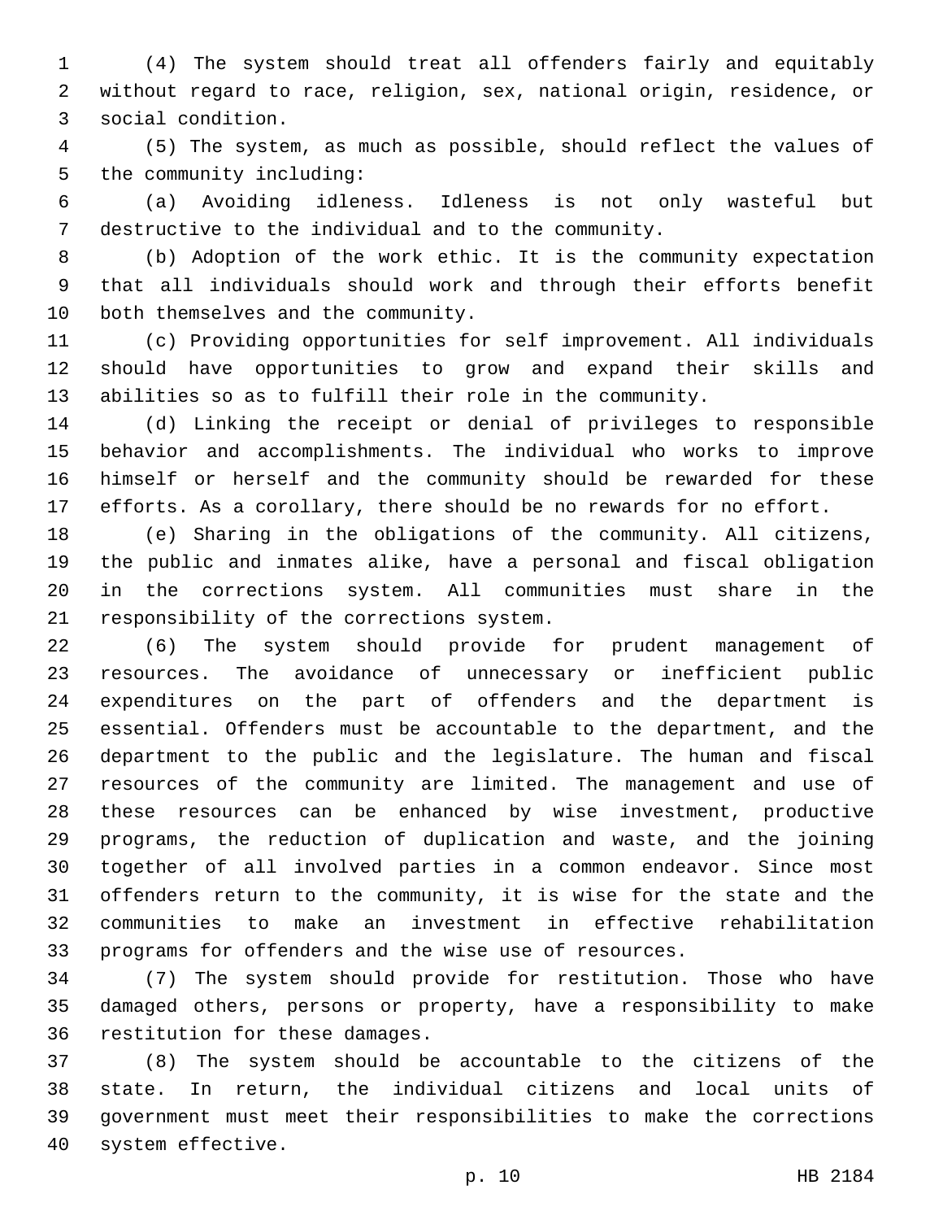(4) The system should treat all offenders fairly and equitably without regard to race, religion, sex, national origin, residence, or social condition.

(5) The system, as much as possible, should reflect the values of the community including:

(a) Avoiding idleness. Idleness is not only wasteful but destructive to the individual and to the community.

(b) Adoption of the work ethic. It is the community expectation that all individuals should work and through their efforts benefit both themselves and the community.

(c) Providing opportunities for self improvement. All individuals should have opportunities to grow and expand their skills and abilities so as to fulfill their role in the community.

(d) Linking the receipt or denial of privileges to responsible behavior and accomplishments. The individual who works to improve himself or herself and the community should be rewarded for these efforts. As a corollary, there should be no rewards for no effort.

(e) Sharing in the obligations of the community. All citizens, the public and inmates alike, have a personal and fiscal obligation in the corrections system. All communities must share in the responsibility of the corrections system.

(6) The system should provide for prudent management of resources. The avoidance of unnecessary or inefficient public expenditures on the part of offenders and the department is essential. Offenders must be accountable to the department, and the department to the public and the legislature. The human and fiscal resources of the community are limited. The management and use of these resources can be enhanced by wise investment, productive programs, the reduction of duplication and waste, and the joining together of all involved parties in a common endeavor. Since most offenders return to the community, it is wise for the state and the communities to make an investment in effective rehabilitation programs for offenders and the wise use of resources.

(7) The system should provide for restitution. Those who have damaged others, persons or property, have a responsibility to make restitution for these damages.

(8) The system should be accountable to the citizens of the state. In return, the individual citizens and local units of government must meet their responsibilities to make the corrections system effective.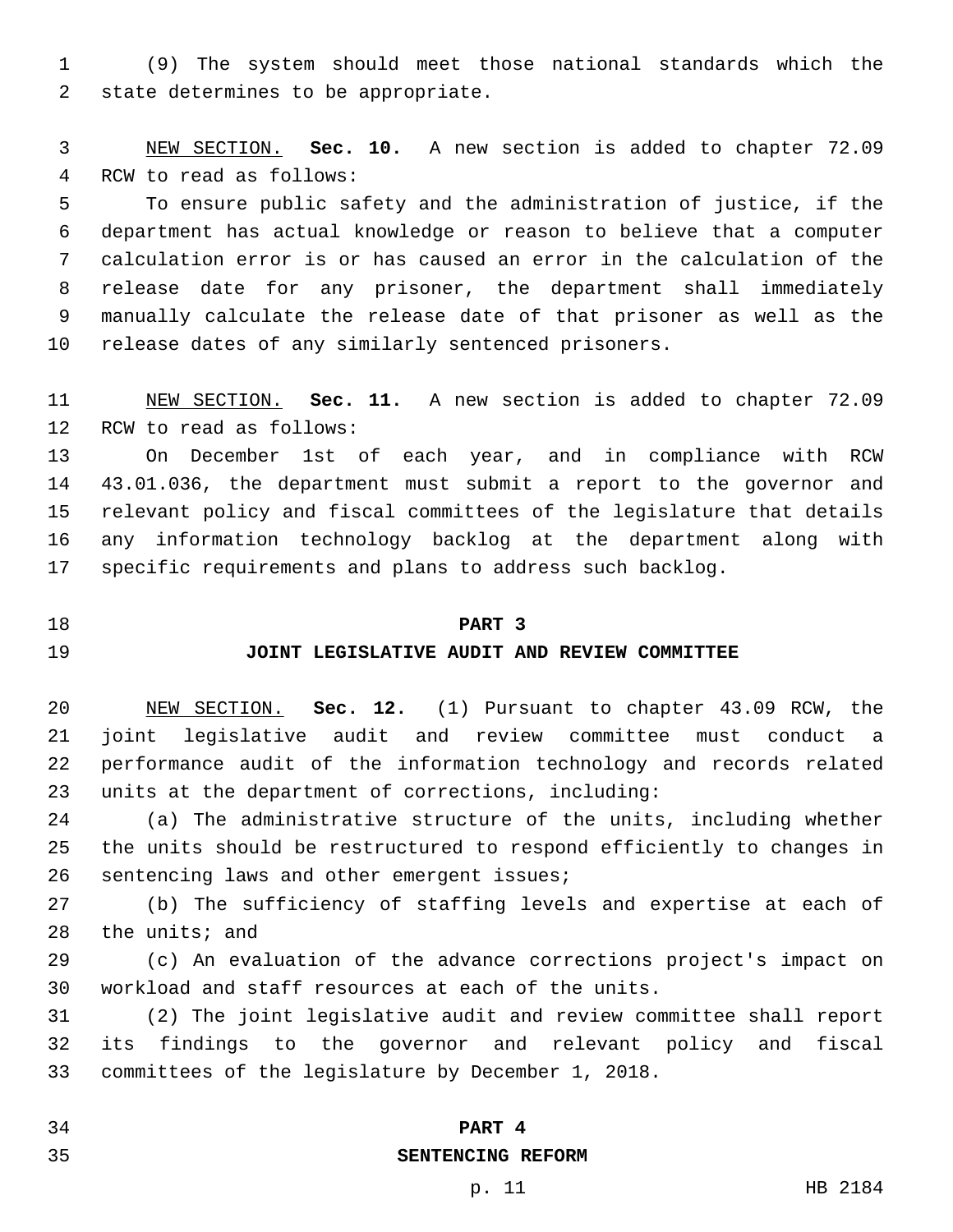(9) The system should meet those national standards which the state determines to be appropriate.

NEW SECTION. **Sec. 10.** A new section is added to chapter 72.09 RCW to read as follows:

To ensure public safety and the administration of justice, if the department has actual knowledge or reason to believe that a computer calculation error is or has caused an error in the calculation of the release date for any prisoner, the department shall immediately manually calculate the release date of that prisoner as well as the release dates of any similarly sentenced prisoners.

NEW SECTION. **Sec. 11.** A new section is added to chapter 72.09 RCW to read as follows:

On December 1st of each year, and in compliance with RCW 43.01.036, the department must submit a report to the governor and relevant policy and fiscal committees of the legislature that details any information technology backlog at the department along with specific requirements and plans to address such backlog.

## PART 3
## JOINT LEGISLATIVE AUDIT AND REVIEW COMMITTEE

NEW SECTION. **Sec. 12.** (1) Pursuant to chapter 43.09 RCW, the joint legislative audit and review committee must conduct a performance audit of the information technology and records related units at the department of corrections, including:

(a) The administrative structure of the units, including whether the units should be restructured to respond efficiently to changes in sentencing laws and other emergent issues;

(b) The sufficiency of staffing levels and expertise at each of the units; and

(c) An evaluation of the advance corrections project's impact on workload and staff resources at each of the units.

(2) The joint legislative audit and review committee shall report its findings to the governor and relevant policy and fiscal committees of the legislature by December 1, 2018.

## PART 4
## SENTENCING REFORM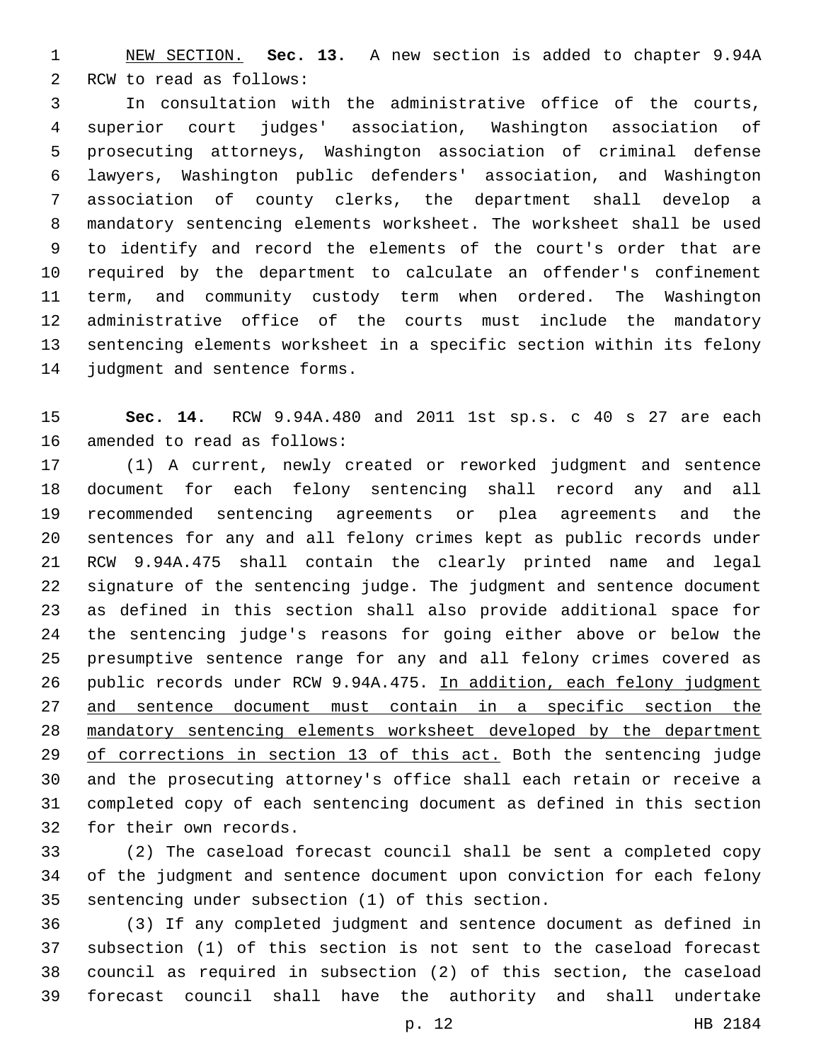<u>NEW SECTION.</u> **Sec. 13.** A new section is added to chapter 9.94A RCW to read as follows:

In consultation with the administrative office of the courts, superior court judges' association, Washington association of prosecuting attorneys, Washington association of criminal defense lawyers, Washington public defenders' association, and Washington association of county clerks, the department shall develop a mandatory sentencing elements worksheet. The worksheet shall be used to identify and record the elements of the court's order that are required by the department to calculate an offender's confinement term, and community custody term when ordered. The Washington administrative office of the courts must include the mandatory sentencing elements worksheet in a specific section within its felony judgment and sentence forms.

**Sec. 14.** RCW 9.94A.480 and 2011 1st sp.s. c 40 s 27 are each amended to read as follows:

(1) A current, newly created or reworked judgment and sentence document for each felony sentencing shall record any and all recommended sentencing agreements or plea agreements and the sentences for any and all felony crimes kept as public records under RCW 9.94A.475 shall contain the clearly printed name and legal signature of the sentencing judge. The judgment and sentence document as defined in this section shall also provide additional space for the sentencing judge's reasons for going either above or below the presumptive sentence range for any and all felony crimes covered as public records under RCW 9.94A.475. <u>In addition, each felony judgment and sentence document must contain in a specific section the mandatory sentencing elements worksheet developed by the department of corrections in section 13 of this act.</u> Both the sentencing judge and the prosecuting attorney's office shall each retain or receive a completed copy of each sentencing document as defined in this section for their own records.

(2) The caseload forecast council shall be sent a completed copy of the judgment and sentence document upon conviction for each felony sentencing under subsection (1) of this section.

(3) If any completed judgment and sentence document as defined in subsection (1) of this section is not sent to the caseload forecast council as required in subsection (2) of this section, the caseload forecast council shall have the authority and shall undertake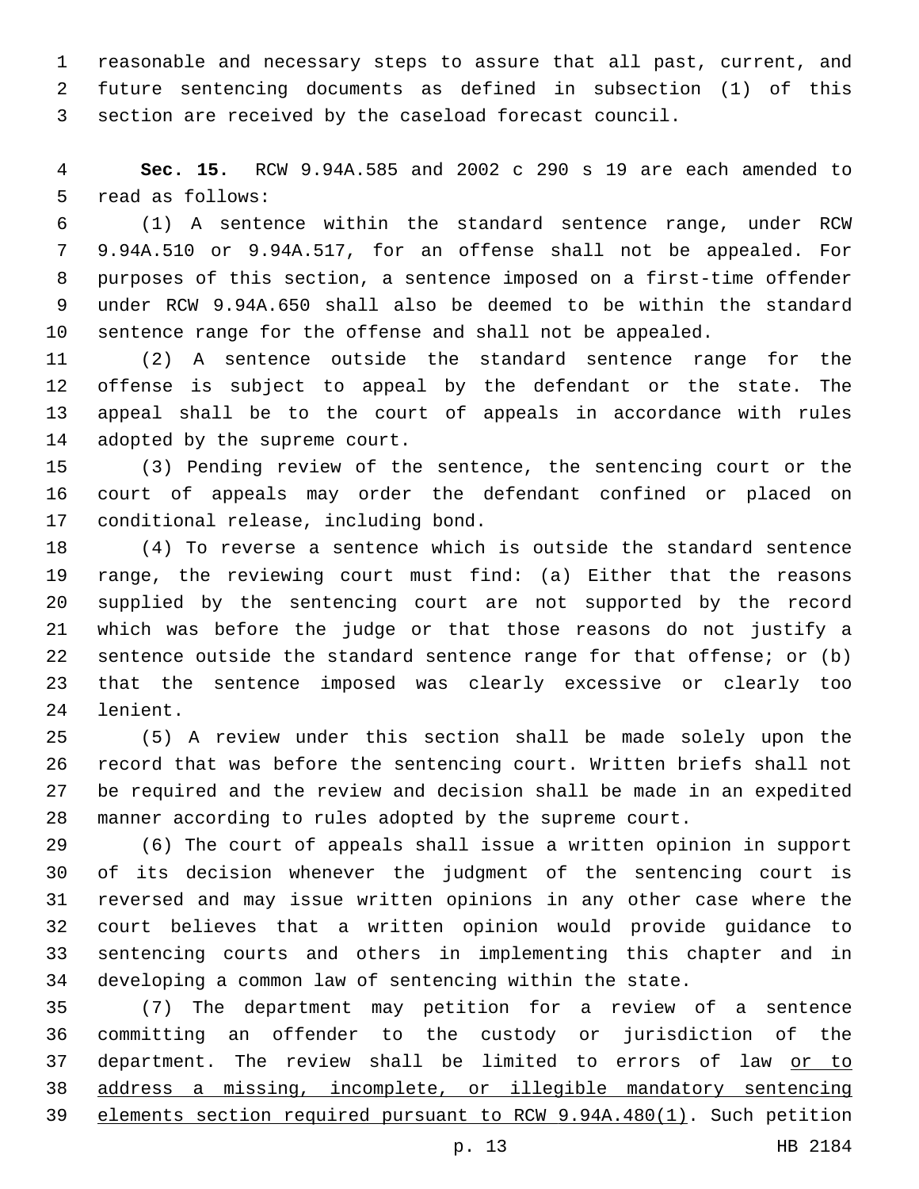reasonable and necessary steps to assure that all past, current, and future sentencing documents as defined in subsection (1) of this section are received by the caseload forecast council.

**Sec. 15.** RCW 9.94A.585 and 2002 c 290 s 19 are each amended to read as follows:

(1) A sentence within the standard sentence range, under RCW 9.94A.510 or 9.94A.517, for an offense shall not be appealed. For purposes of this section, a sentence imposed on a first-time offender under RCW 9.94A.650 shall also be deemed to be within the standard sentence range for the offense and shall not be appealed.

(2) A sentence outside the standard sentence range for the offense is subject to appeal by the defendant or the state. The appeal shall be to the court of appeals in accordance with rules adopted by the supreme court.

(3) Pending review of the sentence, the sentencing court or the court of appeals may order the defendant confined or placed on conditional release, including bond.

(4) To reverse a sentence which is outside the standard sentence range, the reviewing court must find: (a) Either that the reasons supplied by the sentencing court are not supported by the record which was before the judge or that those reasons do not justify a sentence outside the standard sentence range for that offense; or (b) that the sentence imposed was clearly excessive or clearly too lenient.

(5) A review under this section shall be made solely upon the record that was before the sentencing court. Written briefs shall not be required and the review and decision shall be made in an expedited manner according to rules adopted by the supreme court.

(6) The court of appeals shall issue a written opinion in support of its decision whenever the judgment of the sentencing court is reversed and may issue written opinions in any other case where the court believes that a written opinion would provide guidance to sentencing courts and others in implementing this chapter and in developing a common law of sentencing within the state.

(7) The department may petition for a review of a sentence committing an offender to the custody or jurisdiction of the department. The review shall be limited to errors of law <u>or to address a missing, incomplete, or illegible mandatory sentencing elements section required pursuant to RCW 9.94A.480(1)</u>. Such petition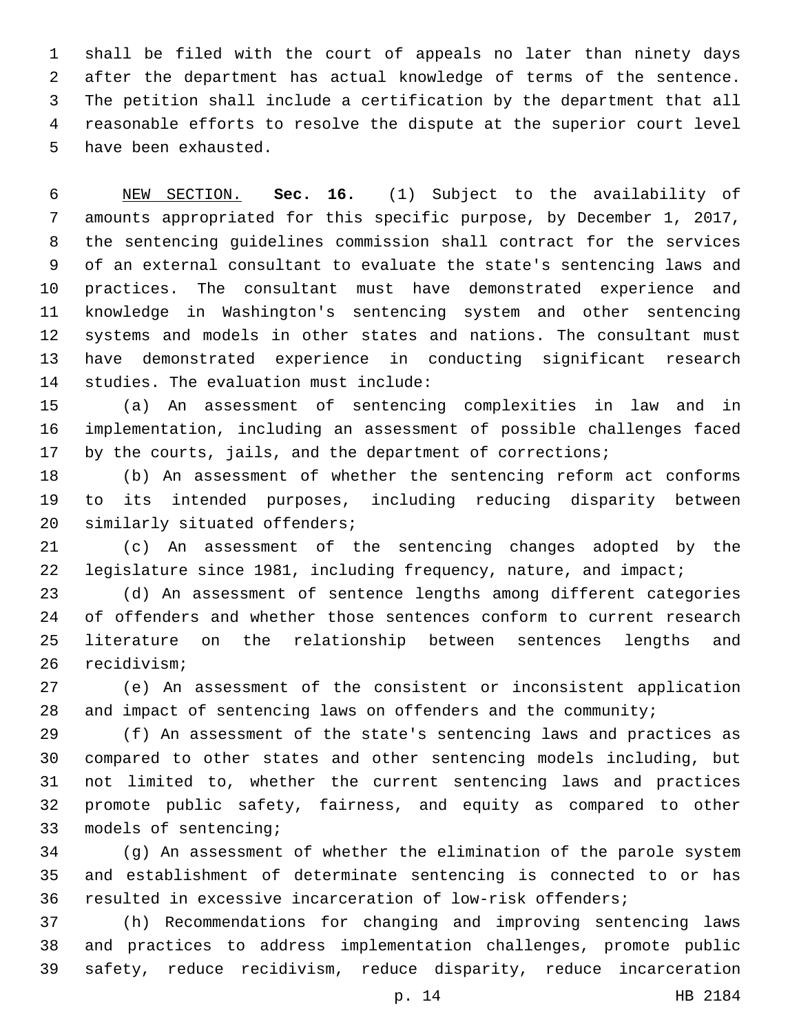shall be filed with the court of appeals no later than ninety days after the department has actual knowledge of terms of the sentence. The petition shall include a certification by the department that all reasonable efforts to resolve the dispute at the superior court level have been exhausted.

NEW SECTION. **Sec. 16.** (1) Subject to the availability of amounts appropriated for this specific purpose, by December 1, 2017, the sentencing guidelines commission shall contract for the services of an external consultant to evaluate the state's sentencing laws and practices. The consultant must have demonstrated experience and knowledge in Washington's sentencing system and other sentencing systems and models in other states and nations. The consultant must have demonstrated experience in conducting significant research studies. The evaluation must include:

(a) An assessment of sentencing complexities in law and in implementation, including an assessment of possible challenges faced by the courts, jails, and the department of corrections;

(b) An assessment of whether the sentencing reform act conforms to its intended purposes, including reducing disparity between similarly situated offenders;

(c) An assessment of the sentencing changes adopted by the legislature since 1981, including frequency, nature, and impact;

(d) An assessment of sentence lengths among different categories of offenders and whether those sentences conform to current research literature on the relationship between sentences lengths and recidivism;

(e) An assessment of the consistent or inconsistent application and impact of sentencing laws on offenders and the community;

(f) An assessment of the state's sentencing laws and practices as compared to other states and other sentencing models including, but not limited to, whether the current sentencing laws and practices promote public safety, fairness, and equity as compared to other models of sentencing;

(g) An assessment of whether the elimination of the parole system and establishment of determinate sentencing is connected to or has resulted in excessive incarceration of low-risk offenders;

(h) Recommendations for changing and improving sentencing laws and practices to address implementation challenges, promote public safety, reduce recidivism, reduce disparity, reduce incarceration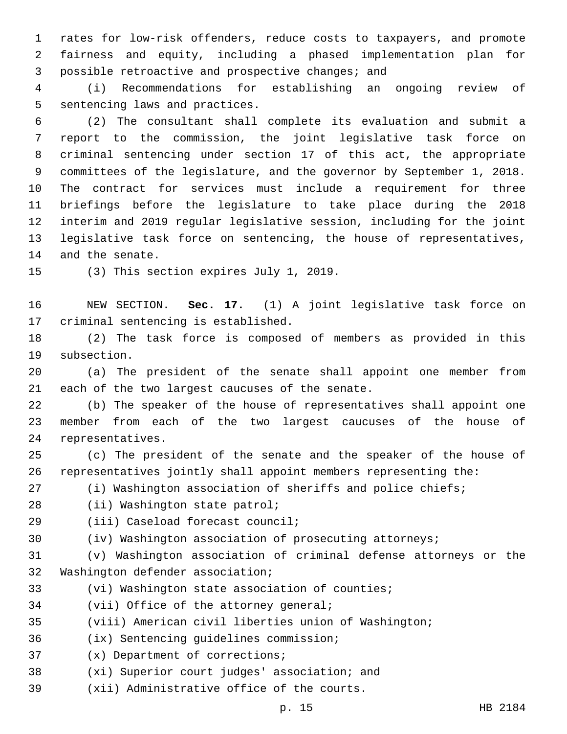rates for low-risk offenders, reduce costs to taxpayers, and promote fairness and equity, including a phased implementation plan for possible retroactive and prospective changes; and

(i) Recommendations for establishing an ongoing review of sentencing laws and practices.

(2) The consultant shall complete its evaluation and submit a report to the commission, the joint legislative task force on criminal sentencing under section 17 of this act, the appropriate committees of the legislature, and the governor by September 1, 2018. The contract for services must include a requirement for three briefings before the legislature to take place during the 2018 interim and 2019 regular legislative session, including for the joint legislative task force on sentencing, the house of representatives, and the senate.

(3) This section expires July 1, 2019.

NEW SECTION. **Sec. 17.** (1) A joint legislative task force on criminal sentencing is established.

(2) The task force is composed of members as provided in this subsection.

(a) The president of the senate shall appoint one member from each of the two largest caucuses of the senate.

(b) The speaker of the house of representatives shall appoint one member from each of the two largest caucuses of the house of representatives.

(c) The president of the senate and the speaker of the house of representatives jointly shall appoint members representing the:

(i) Washington association of sheriffs and police chiefs;

(ii) Washington state patrol;

(iii) Caseload forecast council;

(iv) Washington association of prosecuting attorneys;

(v) Washington association of criminal defense attorneys or the Washington defender association;

(vi) Washington state association of counties;

(vii) Office of the attorney general;

(viii) American civil liberties union of Washington;

(ix) Sentencing guidelines commission;

(x) Department of corrections;

(xi) Superior court judges' association; and

(xii) Administrative office of the courts.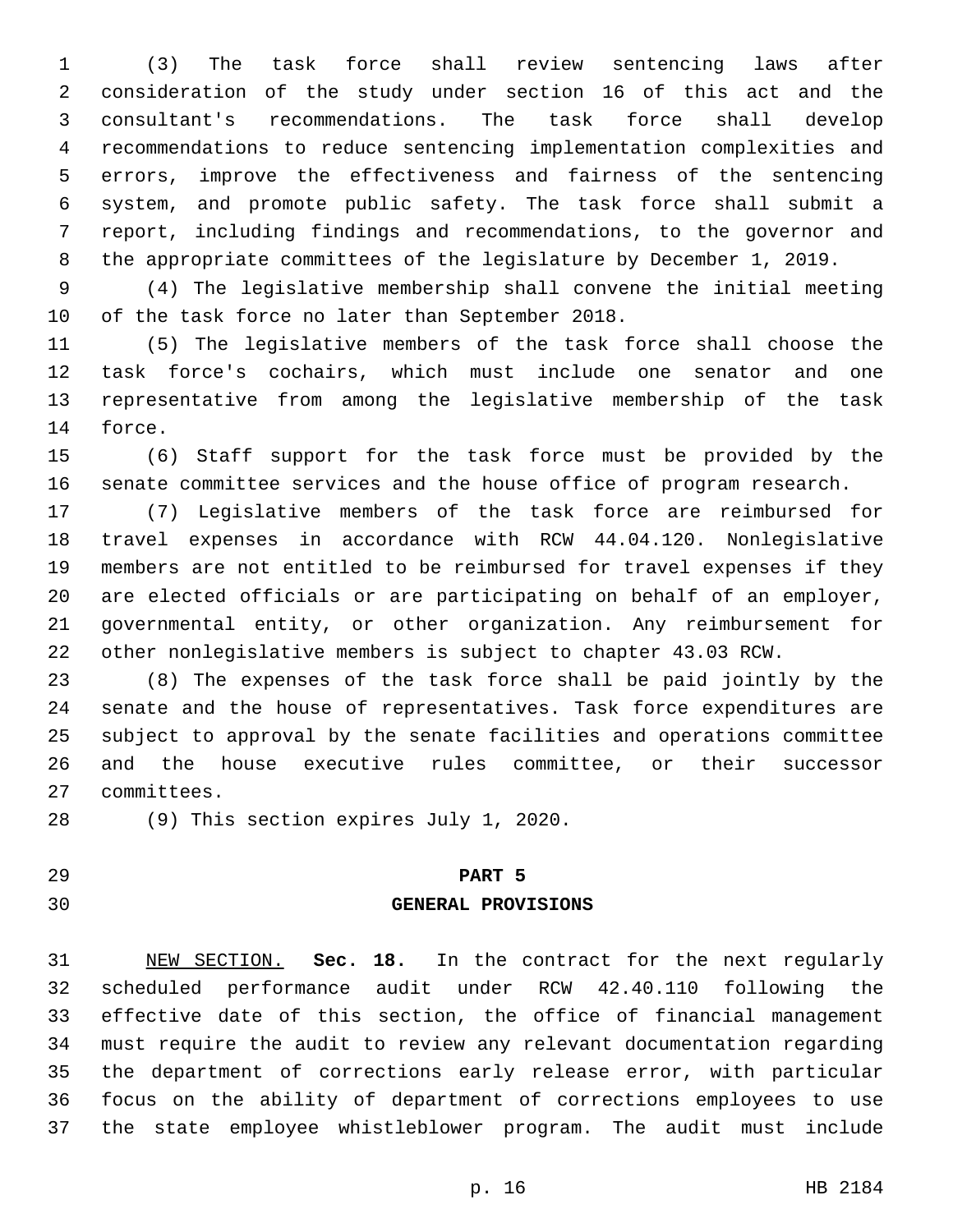(3) The task force shall review sentencing laws after consideration of the study under section 16 of this act and the consultant's recommendations. The task force shall develop recommendations to reduce sentencing implementation complexities and errors, improve the effectiveness and fairness of the sentencing system, and promote public safety. The task force shall submit a report, including findings and recommendations, to the governor and the appropriate committees of the legislature by December 1, 2019.

(4) The legislative membership shall convene the initial meeting of the task force no later than September 2018.

(5) The legislative members of the task force shall choose the task force's cochairs, which must include one senator and one representative from among the legislative membership of the task force.

(6) Staff support for the task force must be provided by the senate committee services and the house office of program research.

(7) Legislative members of the task force are reimbursed for travel expenses in accordance with RCW 44.04.120. Nonlegislative members are not entitled to be reimbursed for travel expenses if they are elected officials or are participating on behalf of an employer, governmental entity, or other organization. Any reimbursement for other nonlegislative members is subject to chapter 43.03 RCW.

(8) The expenses of the task force shall be paid jointly by the senate and the house of representatives. Task force expenditures are subject to approval by the senate facilities and operations committee and the house executive rules committee, or their successor committees.

(9) This section expires July 1, 2020.

## PART 5
## GENERAL PROVISIONS

NEW SECTION. **Sec. 18.** In the contract for the next regularly scheduled performance audit under RCW 42.40.110 following the effective date of this section, the office of financial management must require the audit to review any relevant documentation regarding the department of corrections early release error, with particular focus on the ability of department of corrections employees to use the state employee whistleblower program. The audit must include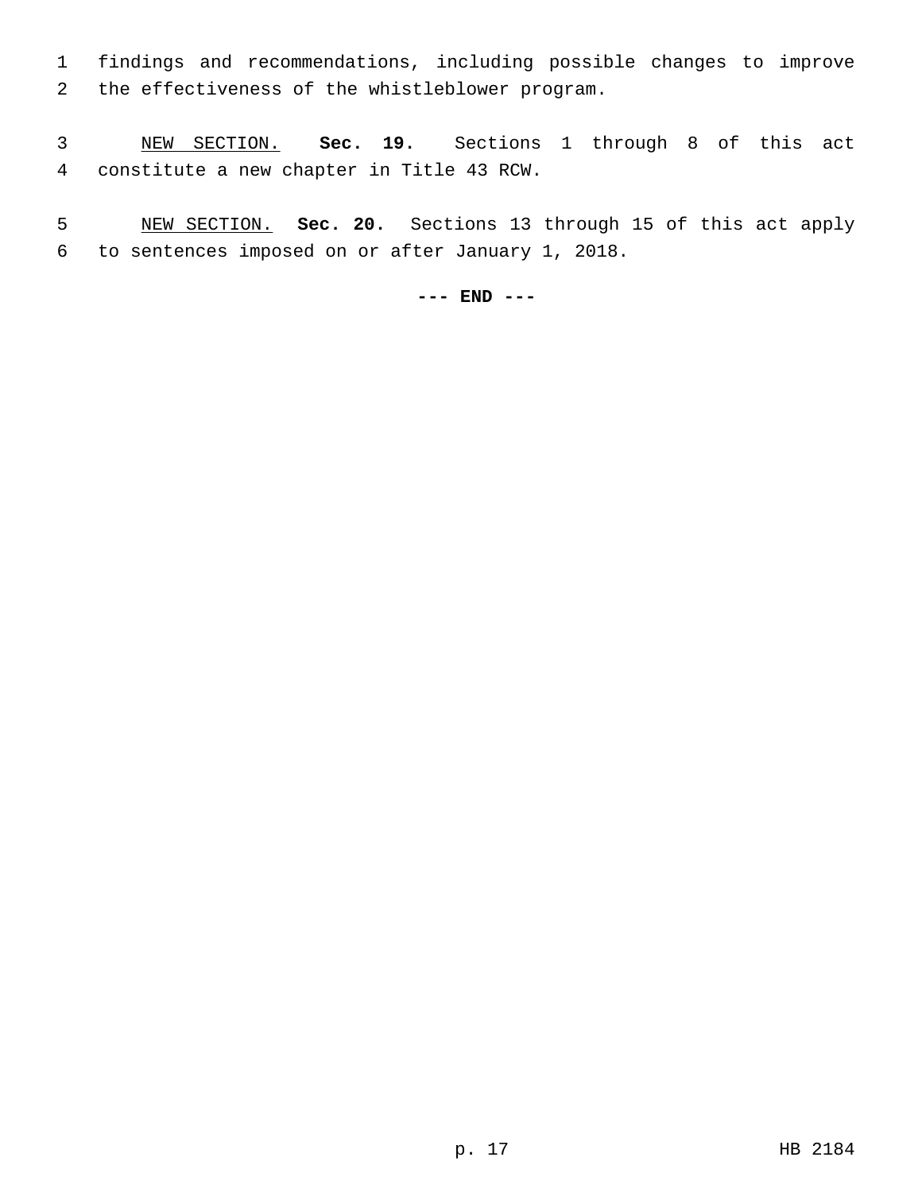findings and recommendations, including possible changes to improve the effectiveness of the whistleblower program.

NEW SECTION. **Sec. 19.** Sections 1 through 8 of this act constitute a new chapter in Title 43 RCW.

NEW SECTION. **Sec. 20.** Sections 13 through 15 of this act apply to sentences imposed on or after January 1, 2018.

**--- END ---**